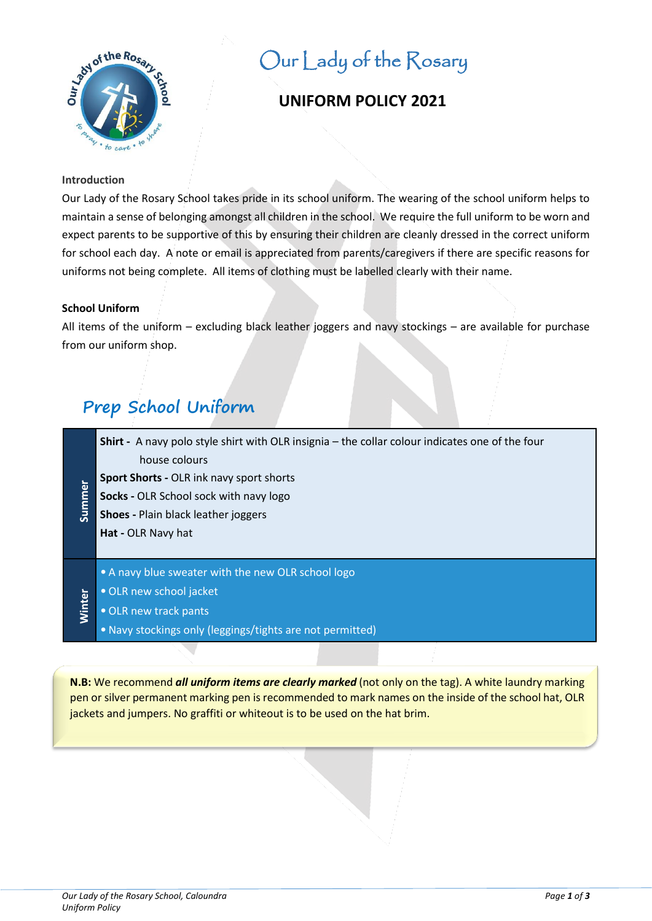# Our Lady of the Rosary

## UNIFORM POLICY 2021

**Introduction**

Our Lady of the Rosary School takes pride in its school uniform. The wearing of the school uniform helps to maintain a sense of belonging amongst all children in the school. We require the full uniform to be worn and expect parents to be supportive of this by ensuring their children are cleanly dressed in the correct uniform for school each day. A note or email is appreciated from parents/caregivers if there are specific reasons for uniforms not being complete. All items of clothing must be labelled clearly with their name.

**School Uniform**

All items of the uniform – excluding black leather joggers and navy stockings – are available for purchase from our uniform shop.

## Prep School Uniform

| Season | Items |
|---|---|
| Summer | **Shirt -** A navy polo style shirt with OLR insignia – the collar colour indicates one of the four house colours<br>**Sport Shorts -** OLR ink navy sport shorts<br>**Socks -** OLR School sock with navy logo<br>**Shoes -** Plain black leather joggers<br>**Hat -** OLR Navy hat |
| Winter | • A navy blue sweater with the new OLR school logo<br>• OLR new school jacket<br>• OLR new track pants<br>• Navy stockings only (leggings/tights are not permitted) |

**N.B:** We recommend ***all uniform items are clearly marked*** (not only on the tag). A white laundry marking pen or silver permanent marking pen is recommended to mark names on the inside of the school hat, OLR jackets and jumpers. No graffiti or whiteout is to be used on the hat brim.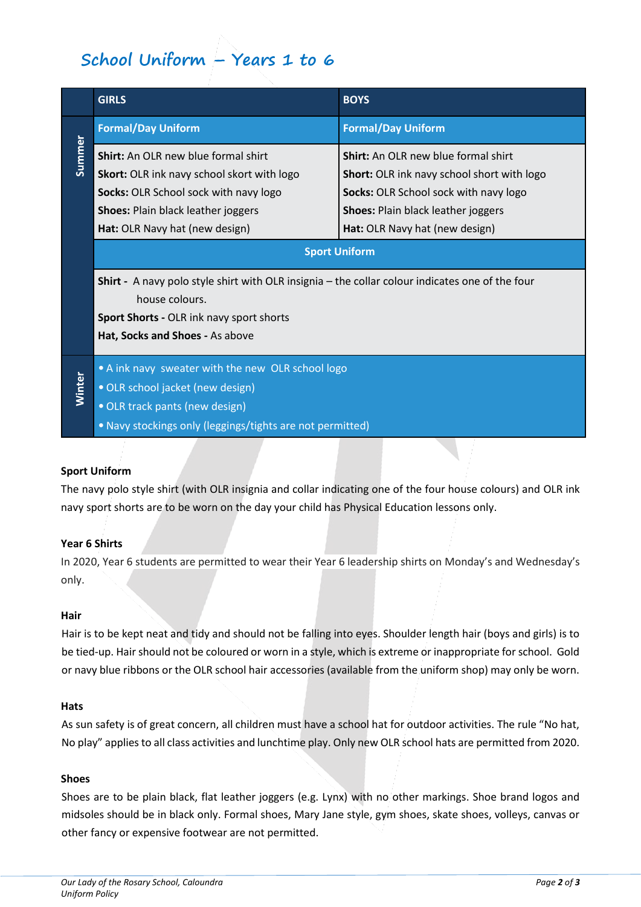# School Uniform – Years 1 to 6

| | GIRLS | BOYS |
|---|---|---|
| **Summer** | **Formal/Day Uniform** | **Formal/Day Uniform** |
| | **Shirt:** An OLR new blue formal shirt<br>**Skort:** OLR ink navy school skort with logo<br>**Socks:** OLR School sock with navy logo<br>**Shoes:** Plain black leather joggers<br>**Hat:** OLR Navy hat (new design) | **Shirt:** An OLR new blue formal shirt<br>**Short:** OLR ink navy school short with logo<br>**Socks:** OLR School sock with navy logo<br>**Shoes:** Plain black leather joggers<br>**Hat:** OLR Navy hat (new design) |
| | **Sport Uniform** | |
| | **Shirt -** A navy polo style shirt with OLR insignia – the collar colour indicates one of the four house colours.<br>**Sport Shorts -** OLR ink navy sport shorts<br>**Hat, Socks and Shoes -** As above | |
| **Winter** | • A ink navy sweater with the new OLR school logo<br>• OLR school jacket (new design)<br>• OLR track pants (new design)<br>• Navy stockings only (leggings/tights are not permitted) | |

**Sport Uniform**

The navy polo style shirt (with OLR insignia and collar indicating one of the four house colours) and OLR ink navy sport shorts are to be worn on the day your child has Physical Education lessons only.

**Year 6 Shirts**

In 2020, Year 6 students are permitted to wear their Year 6 leadership shirts on Monday's and Wednesday's only.

**Hair**

Hair is to be kept neat and tidy and should not be falling into eyes. Shoulder length hair (boys and girls) is to be tied-up. Hair should not be coloured or worn in a style, which is extreme or inappropriate for school. Gold or navy blue ribbons or the OLR school hair accessories (available from the uniform shop) may only be worn.

**Hats**

As sun safety is of great concern, all children must have a school hat for outdoor activities. The rule "No hat, No play" applies to all class activities and lunchtime play. Only new OLR school hats are permitted from 2020.

**Shoes**

Shoes are to be plain black, flat leather joggers (e.g. Lynx) with no other markings. Shoe brand logos and midsoles should be in black only. Formal shoes, Mary Jane style, gym shoes, skate shoes, volleys, canvas or other fancy or expensive footwear are not permitted.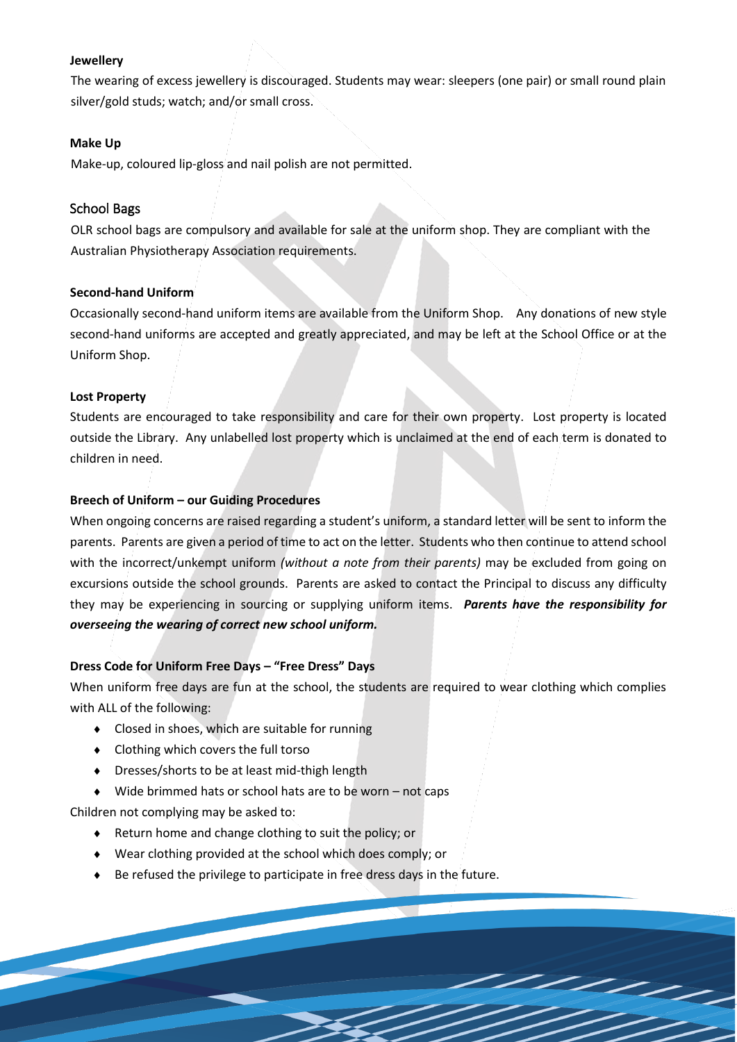**Jewellery**

The wearing of excess jewellery is discouraged. Students may wear: sleepers (one pair) or small round plain silver/gold studs; watch; and/or small cross.

**Make Up**

Make-up, coloured lip-gloss and nail polish are not permitted.

### School Bags

OLR school bags are compulsory and available for sale at the uniform shop. They are compliant with the Australian Physiotherapy Association requirements.

**Second-hand Uniform**

Occasionally second-hand uniform items are available from the Uniform Shop. Any donations of new style second-hand uniforms are accepted and greatly appreciated, and may be left at the School Office or at the Uniform Shop.

**Lost Property**

Students are encouraged to take responsibility and care for their own property. Lost property is located outside the Library. Any unlabelled lost property which is unclaimed at the end of each term is donated to children in need.

**Breech of Uniform – our Guiding Procedures**

When ongoing concerns are raised regarding a student's uniform, a standard letter will be sent to inform the parents. Parents are given a period of time to act on the letter. Students who then continue to attend school with the incorrect/unkempt uniform *(without a note from their parents)* may be excluded from going on excursions outside the school grounds. Parents are asked to contact the Principal to discuss any difficulty they may be experiencing in sourcing or supplying uniform items. ***Parents have the responsibility for overseeing the wearing of correct new school uniform.***

**Dress Code for Uniform Free Days – "Free Dress" Days**

When uniform free days are fun at the school, the students are required to wear clothing which complies with ALL of the following:

- Closed in shoes, which are suitable for running
- Clothing which covers the full torso
- Dresses/shorts to be at least mid-thigh length
- Wide brimmed hats or school hats are to be worn – not caps

Children not complying may be asked to:

- Return home and change clothing to suit the policy; or
- Wear clothing provided at the school which does comply; or
- Be refused the privilege to participate in free dress days in the future.